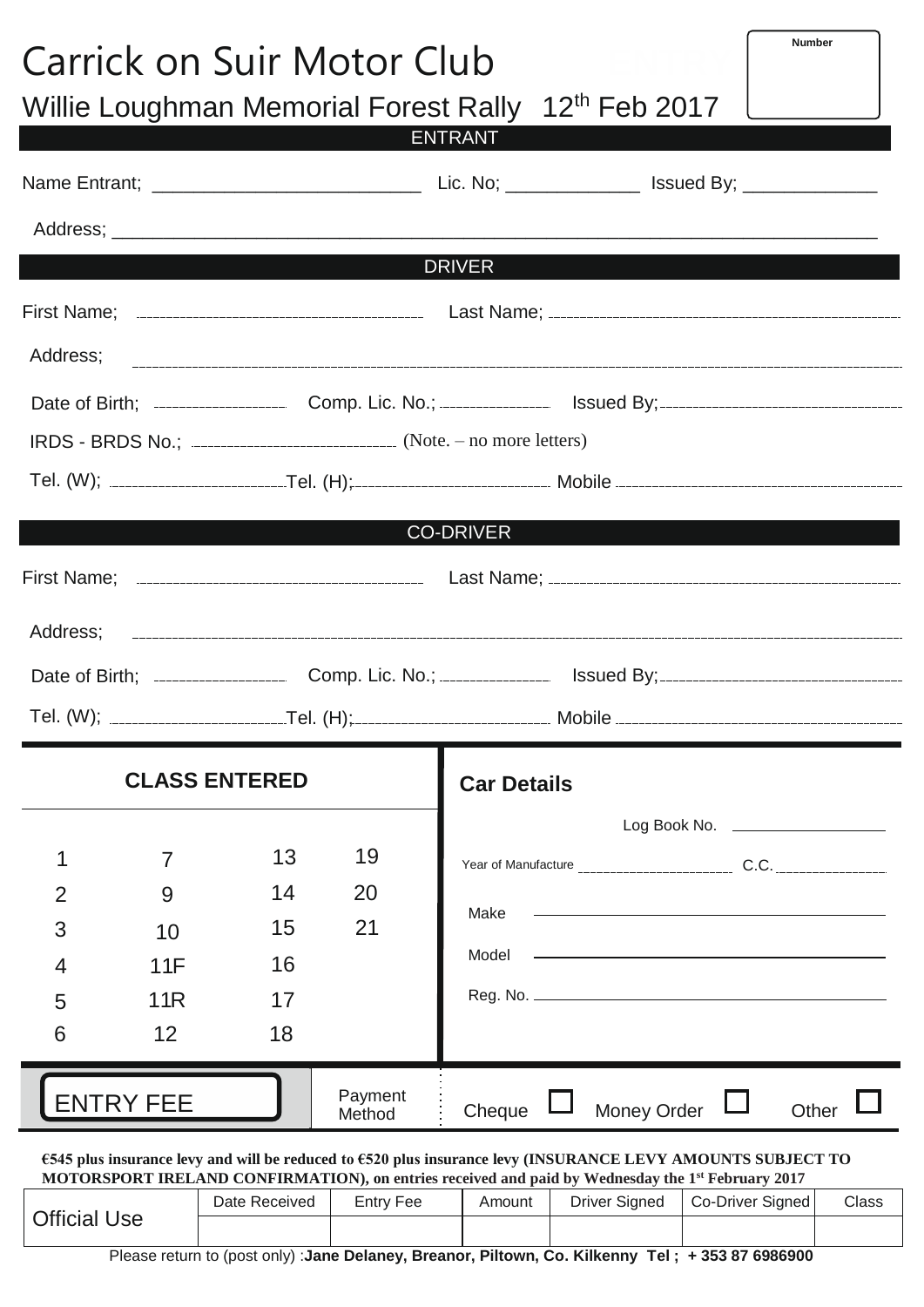# Carrick on Suir Motor Club

## Willie Loughman Memorial Forest Rally 12th Feb 2017

Number

### ENTRANT

Name Entrant; ________________________ Lic. No; ____________ Issued By; ____________

Address; ____________________________________________________________

### DRIVER

First Name; ____________________ Last Name; ____________________

Address; ____________________________________________________________

Date of Birth; __________ Comp. Lic. No.; __________ Issued By; ____________________

IRDS - BRDS No.; ____________________ (Note. – no more letters)

Tel. (W); ______________ Tel. (H); ______________ Mobile ______________

### CO-DRIVER

First Name; ____________________ Last Name; ____________________

Address; ____________________________________________________________

Date of Birth; __________ Comp. Lic. No.; __________ Issued By; ____________________

Tel. (W); ______________ Tel. (H); ______________ Mobile ______________

### CLASS ENTERED

| | | | |
|---|---|---|---|
| 1 | 7 | 13 | 19 |
| 2 | 9 | 14 | 20 |
| 3 | 10 | 15 | 21 |
| 4 | 11F | 16 | |
| 5 | 11R | 17 | |
| 6 | 12 | 18 | |

### Car Details

Log Book No. ______________

Year of Manufacture ______________ C.C. ______________

Make ______________

Model ______________

Reg. No. ______________

ENTRY FEE

Payment Method: Cheque ☐ Money Order ☐ Other ☐

**€545 plus insurance levy and will be reduced to €520 plus insurance levy (INSURANCE LEVY AMOUNTS SUBJECT TO MOTORSPORT IRELAND CONFIRMATION), on entries received and paid by Wednesday the 1st February 2017**

| Official Use | Date Received | Entry Fee | Amount | Driver Signed | Co-Driver Signed | Class |
|---|---|---|---|---|---|---|
| | | | | | | |

Please return to (post only) :**Jane Delaney, Breanor, Piltown, Co. Kilkenny Tel ; + 353 87 6986900**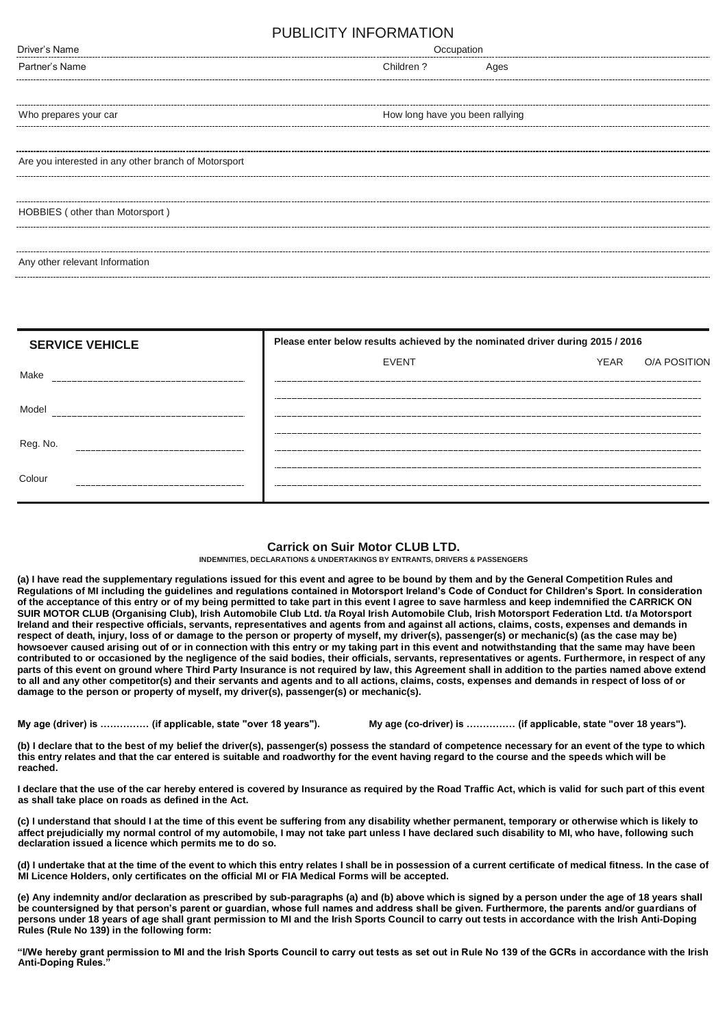# PUBLICITY INFORMATION

Driver's Name                                        Occupation

Partner's Name                                        Children ?        Ages

Who prepares your car                                        How long have you been rallying

Are you interested in any other branch of Motorsport

HOBBIES ( other than Motorsport )

Any other relevant Information

| SERVICE VEHICLE | Please enter below results achieved by the nominated driver during 2015 / 2016 | | |
|---|---|---|---|
| | EVENT | YEAR | O/A POSITION |
| Make | | | |
| Model | | | |
| Reg. No. | | | |
| Colour | | | |

## Carrick on Suir Motor CLUB LTD.

**INDEMNITIES, DECLARATIONS & UNDERTAKINGS BY ENTRANTS, DRIVERS & PASSENGERS**

**(a) I have read the supplementary regulations issued for this event and agree to be bound by them and by the General Competition Rules and Regulations of MI including the guidelines and regulations contained in Motorsport Ireland's Code of Conduct for Children's Sport. In consideration of the acceptance of this entry or of my being permitted to take part in this event I agree to save harmless and keep indemnified the CARRICK ON SUIR MOTOR CLUB (Organising Club), Irish Automobile Club Ltd. t/a Royal Irish Automobile Club, Irish Motorsport Federation Ltd. t/a Motorsport Ireland and their respective officials, servants, representatives and agents from and against all actions, claims, costs, expenses and demands in respect of death, injury, loss of or damage to the person or property of myself, my driver(s), passenger(s) or mechanic(s) (as the case may be) howsoever caused arising out of or in connection with this entry or my taking part in this event and notwithstanding that the same may have been contributed to or occasioned by the negligence of the said bodies, their officials, servants, representatives or agents. Furthermore, in respect of any parts of this event on ground where Third Party Insurance is not required by law, this Agreement shall in addition to the parties named above extend to all and any other competitor(s) and their servants and agents and to all actions, claims, costs, expenses and demands in respect of loss of or damage to the person or property of myself, my driver(s), passenger(s) or mechanic(s).**

**My age (driver) is …………… (if applicable, state "over 18 years").          My age (co-driver) is …………… (if applicable, state "over 18 years").**

**(b) I declare that to the best of my belief the driver(s), passenger(s) possess the standard of competence necessary for an event of the type to which this entry relates and that the car entered is suitable and roadworthy for the event having regard to the course and the speeds which will be reached.**

**I declare that the use of the car hereby entered is covered by Insurance as required by the Road Traffic Act, which is valid for such part of this event as shall take place on roads as defined in the Act.**

**(c) I understand that should I at the time of this event be suffering from any disability whether permanent, temporary or otherwise which is likely to affect prejudicially my normal control of my automobile, I may not take part unless I have declared such disability to MI, who have, following such declaration issued a licence which permits me to do so.**

**(d) I undertake that at the time of the event to which this entry relates I shall be in possession of a current certificate of medical fitness. In the case of MI Licence Holders, only certificates on the official MI or FIA Medical Forms will be accepted.**

**(e) Any indemnity and/or declaration as prescribed by sub-paragraphs (a) and (b) above which is signed by a person under the age of 18 years shall be countersigned by that person's parent or guardian, whose full names and address shall be given. Furthermore, the parents and/or guardians of persons under 18 years of age shall grant permission to MI and the Irish Sports Council to carry out tests in accordance with the Irish Anti-Doping Rules (Rule No 139) in the following form:**

**"I/We hereby grant permission to MI and the Irish Sports Council to carry out tests as set out in Rule No 139 of the GCRs in accordance with the Irish Anti-Doping Rules."**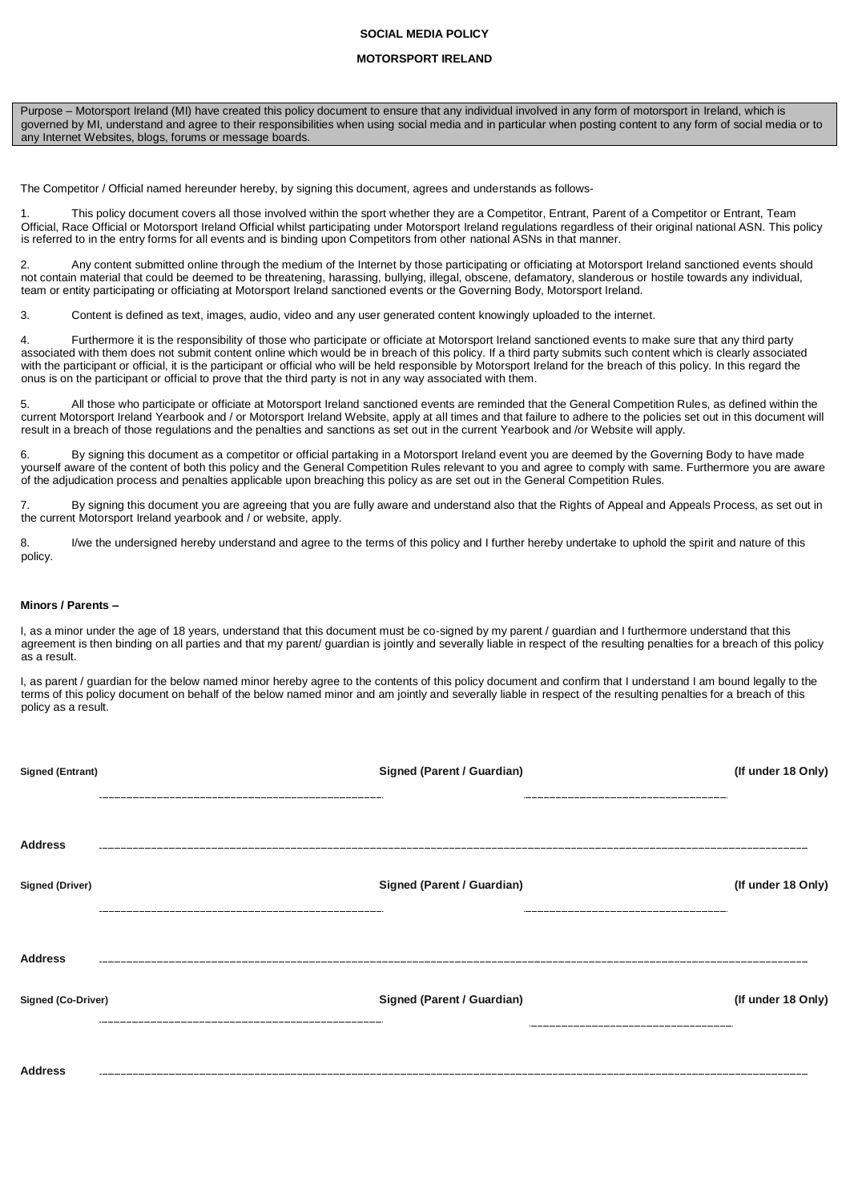# SOCIAL MEDIA POLICY

## MOTORSPORT IRELAND

Purpose – Motorsport Ireland (MI) have created this policy document to ensure that any individual involved in any form of motorsport in Ireland, which is governed by MI, understand and agree to their responsibilities when using social media and in particular when posting content to any form of social media or to any Internet Websites, blogs, forums or message boards.

The Competitor / Official named hereunder hereby, by signing this document, agrees and understands as follows-

1. This policy document covers all those involved within the sport whether they are a Competitor, Entrant, Parent of a Competitor or Entrant, Team Official, Race Official or Motorsport Ireland Official whilst participating under Motorsport Ireland regulations regardless of their original national ASN. This policy is referred to in the entry forms for all events and is binding upon Competitors from other national ASNs in that manner.

2. Any content submitted online through the medium of the Internet by those participating or officiating at Motorsport Ireland sanctioned events should not contain material that could be deemed to be threatening, harassing, bullying, illegal, obscene, defamatory, slanderous or hostile towards any individual, team or entity participating or officiating at Motorsport Ireland sanctioned events or the Governing Body, Motorsport Ireland.

3. Content is defined as text, images, audio, video and any user generated content knowingly uploaded to the internet.

4. Furthermore it is the responsibility of those who participate or officiate at Motorsport Ireland sanctioned events to make sure that any third party associated with them does not submit content online which would be in breach of this policy. If a third party submits such content which is clearly associated with the participant or official, it is the participant or official who will be held responsible by Motorsport Ireland for the breach of this policy. In this regard the onus is on the participant or official to prove that the third party is not in any way associated with them.

5. All those who participate or officiate at Motorsport Ireland sanctioned events are reminded that the General Competition Rules, as defined within the current Motorsport Ireland Yearbook and / or Motorsport Ireland Website, apply at all times and that failure to adhere to the policies set out in this document will result in a breach of those regulations and the penalties and sanctions as set out in the current Yearbook and /or Website will apply.

6. By signing this document as a competitor or official partaking in a Motorsport Ireland event you are deemed by the Governing Body to have made yourself aware of the content of both this policy and the General Competition Rules relevant to you and agree to comply with same. Furthermore you are aware of the adjudication process and penalties applicable upon breaching this policy as are set out in the General Competition Rules.

7. By signing this document you are agreeing that you are fully aware and understand also that the Rights of Appeal and Appeals Process, as set out in the current Motorsport Ireland yearbook and / or website, apply.

8. I/we the undersigned hereby understand and agree to the terms of this policy and I further hereby undertake to uphold the spirit and nature of this policy.

**Minors / Parents –**

I, as a minor under the age of 18 years, understand that this document must be co-signed by my parent / guardian and I furthermore understand that this agreement is then binding on all parties and that my parent/ guardian is jointly and severally liable in respect of the resulting penalties for a breach of this policy as a result.

I, as parent / guardian for the below named minor hereby agree to the contents of this policy document and confirm that I understand I am bound legally to the terms of this policy document on behalf of the below named minor and am jointly and severally liable in respect of the resulting penalties for a breach of this policy as a result.

**Signed (Entrant)** ______________________ **Signed (Parent / Guardian)** ______________________ **(If under 18 Only)**

**Address** ____________________________________________

**Signed (Driver)** ______________________ **Signed (Parent / Guardian)** ______________________ **(If under 18 Only)**

**Address** ____________________________________________

**Signed (Co-Driver)** ______________________ **Signed (Parent / Guardian)** ______________________ **(If under 18 Only)**

**Address** ____________________________________________